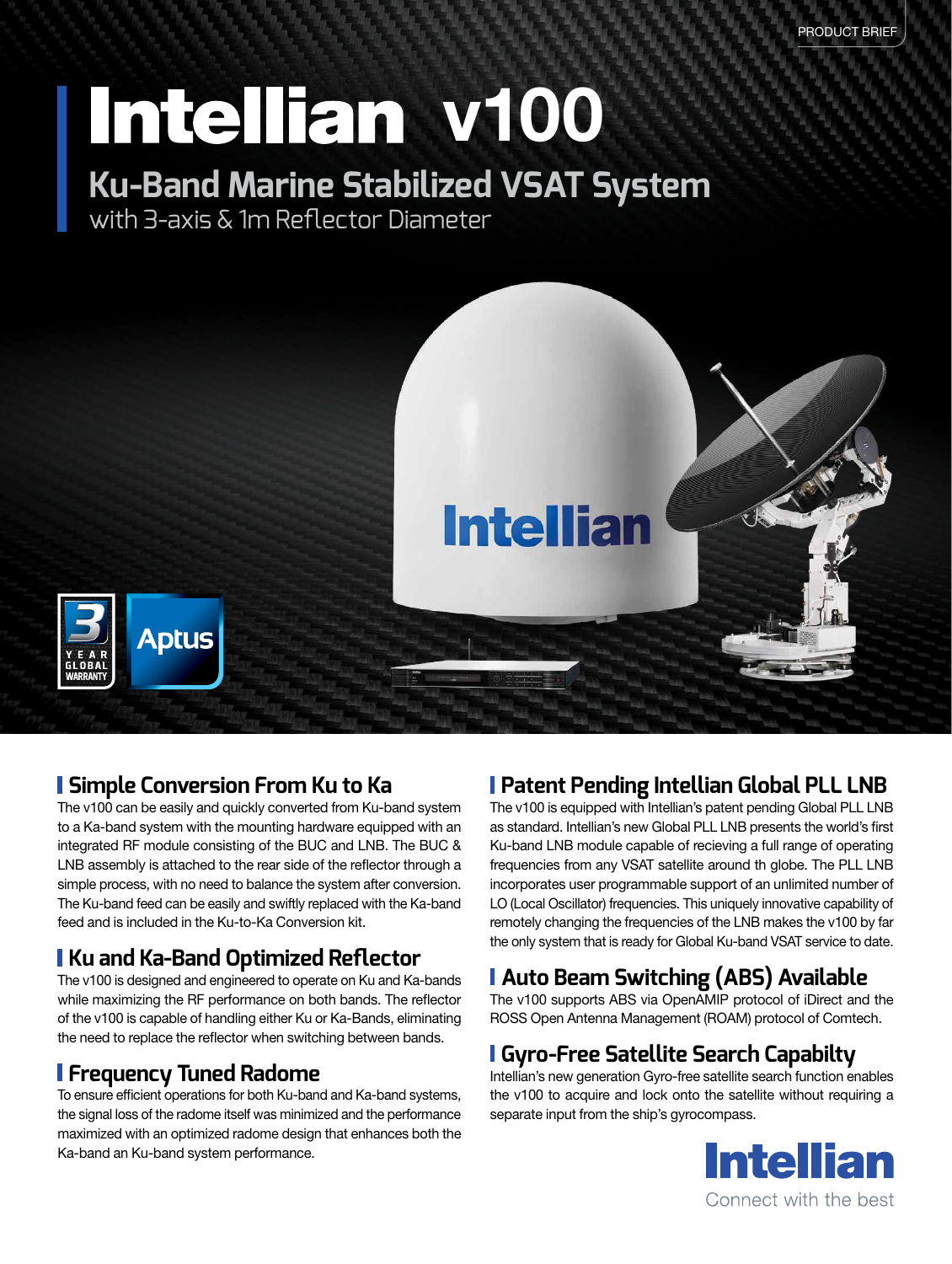PRODUCT BRIEF

# Intellian v100

## Ku-Band Marine Stabilized VSAT System

with 3-axis & 1m Reflector Diameter

3 YEAR GLOBAL WARRANTY

Aptus

### Simple Conversion From Ku to Ka

The v100 can be easily and quickly converted from Ku-band system to a Ka-band system with the mounting hardware equipped with an integrated RF module consisting of the BUC and LNB. The BUC & LNB assembly is attached to the rear side of the reflector through a simple process, with no need to balance the system after conversion. The Ku-band feed can be easily and swiftly replaced with the Ka-band feed and is included in the Ku-to-Ka Conversion kit.

### Ku and Ka-Band Optimized Reflector

The v100 is designed and engineered to operate on Ku and Ka-bands while maximizing the RF performance on both bands. The reflector of the v100 is capable of handling either Ku or Ka-Bands, eliminating the need to replace the reflector when switching between bands.

### Frequency Tuned Radome

To ensure efficient operations for both Ku-band and Ka-band systems, the signal loss of the radome itself was minimized and the performance maximized with an optimized radome design that enhances both the Ka-band an Ku-band system performance.

### Patent Pending Intellian Global PLL LNB

The v100 is equipped with Intellian's patent pending Global PLL LNB as standard. Intellian's new Global PLL LNB presents the world's first Ku-band LNB module capable of recieving a full range of operating frequencies from any VSAT satellite around th globe. The PLL LNB incorporates user programmable support of an unlimited number of LO (Local Oscillator) frequencies. This uniquely innovative capability of remotely changing the frequencies of the LNB makes the v100 by far the only system that is ready for Global Ku-band VSAT service to date.

### Auto Beam Switching (ABS) Available

The v100 supports ABS via OpenAMIP protocol of iDirect and the ROSS Open Antenna Management (ROAM) protocol of Comtech.

### Gyro-Free Satellite Search Capabilty

Intellian's new generation Gyro-free satellite search function enables the v100 to acquire and lock onto the satellite without requiring a separate input from the ship's gyrocompass.

Intellian
Connect with the best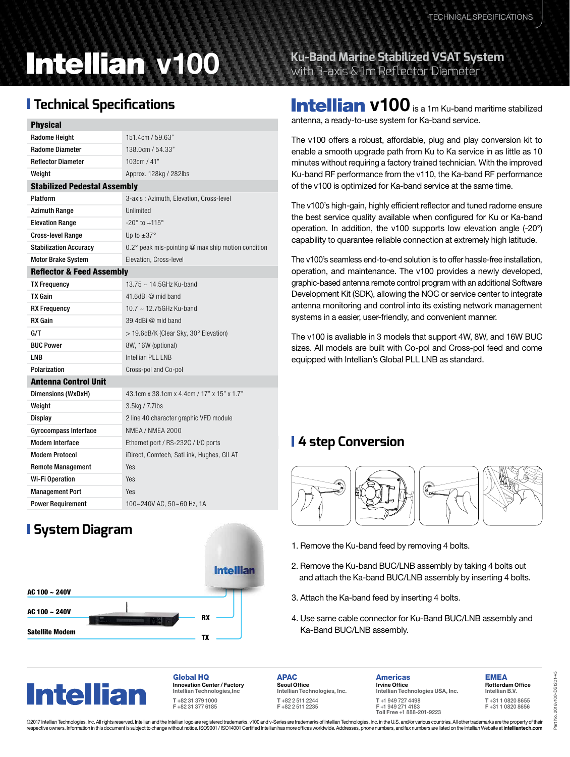# Intellian v100

## Ku-Band Marine Stabilized VSAT System
with 3-axis & 1m Reflector Diameter

## Technical Specifications

| | |
|---|---|
| **Physical** | |
| Radome Height | 151.4cm / 59.63" |
| Radome Diameter | 138.0cm / 54.33" |
| Reflector Diameter | 103cm / 41" |
| Weight | Approx. 128kg / 282lbs |
| **Stabilized Pedestal Assembly** | |
| Platform | 3-axis : Azimuth, Elevation, Cross-level |
| Azimuth Range | Unlimited |
| Elevation Range | -20° to +115° |
| Cross-level Range | Up to ±37° |
| Stabilization Accuracy | 0.2° peak mis-pointing @ max ship motion condition |
| Motor Brake System | Elevation, Cross-level |
| **Reflector & Feed Assembly** | |
| TX Frequency | 13.75 ~ 14.5GHz Ku-band |
| TX Gain | 41.6dBi @ mid band |
| RX Frequency | 10.7 ~ 12.75GHz Ku-band |
| RX Gain | 39.4dBi @ mid band |
| G/T | > 19.6dB/K (Clear Sky, 30° Elevation) |
| BUC Power | 8W, 16W (optional) |
| LNB | Intellian PLL LNB |
| Polarization | Cross-pol and Co-pol |
| **Antenna Control Unit** | |
| Dimensions (WxDxH) | 43.1cm x 38.1cm x 4.4cm / 17" x 15" x 1.7" |
| Weight | 3.5kg / 7.7lbs |
| Display | 2 line 40 character graphic VFD module |
| Gyrocompass Interface | NMEA / NMEA 2000 |
| Modem Interface | Ethernet port / RS-232C / I/O ports |
| Modem Protocol | iDirect, Comtech, SatLink, Hughes, GILAT |
| Remote Management | Yes |
| Wi-Fi Operation | Yes |
| Management Port | Yes |
| Power Requirement | 100~240V AC, 50~60 Hz, 1A |

## System Diagram

Intellian

AC 100 ~ 240V

AC 100 ~ 240V

Satellite Modem

RX

TX

**Intellian v100** is a 1m Ku-band maritime stabilized antenna, a ready-to-use system for Ka-band service.

The v100 offers a robust, affordable, plug and play conversion kit to enable a smooth upgrade path from Ku to Ka service in as little as 10 minutes without requiring a factory trained technician. With the improved Ku-band RF performance from the v110, the Ka-band RF performance of the v100 is optimized for Ka-band service at the same time.

The v100's high-gain, highly efficient reflector and tuned radome ensure the best service quality available when configured for Ku or Ka-band operation. In addition, the v100 supports low elevation angle (-20°) capability to guarantee reliable connection at extremely high latitude.

The v100's seamless end-to-end solution is to offer hassle-free installation, operation, and maintenance. The v100 provides a newly developed, graphic-based antenna remote control program with an additional Software Development Kit (SDK), allowing the NOC or service center to integrate antenna monitoring and control into its existing network management systems in a easier, user-friendly, and convenient manner.

The v100 is avaliable in 3 models that support 4W, 8W, and 16W BUC sizes. All models are built with Co-pol and Cross-pol feed and come equipped with Intellian's Global PLL LNB as standard.

## 4 step Conversion

1. Remove the Ku-band feed by removing 4 bolts.
2. Remove the Ku-band BUC/LNB assembly by taking 4 bolts out and attach the Ka-band BUC/LNB assembly by inserting 4 bolts.
3. Attach the Ka-band feed by inserting 4 bolts.
4. Use same cable connector for Ku-Band BUC/LNB assembly and Ka-Band BUC/LNB assembly.

Intellian

**Global HQ**
**Innovation Center / Factory**
Intellian Technologies,Inc
T +82 31 379 1000
F +82 31 377 6185

**APAC**
**Seoul Office**
Intellian Technologies, Inc.
T +82 2 511 2244
F +82 2 511 2235

**Americas**
**Irvine Office**
Intellian Technologies USA, Inc.
T +1 949 727 4498
F +1 949 271 4183
Toll Free +1 888-201-9223

**EMEA**
**Rotterdam Office**
Intellian B.V.
T +31 1 0820 8655
F +31 1 0820 8656

©2017 Intellian Technologies, Inc. All rights reserved. Intellian and the Intellian logo are registered trademarks. v100 and v-Series are trademarks of Intellian Technologies, Inc. in the U.S. and/or various countries. All other trademarks are the property of their respective owners. Information in this document is subject to change without notice. ISO9001 / ISO14001 Certified Intellian has more offices worldwide. Addresses, phone numbers, and fax numbers are listed on the Intellian Website at **intelliantech.com**

Part No. 2016v100-DS1201-V5